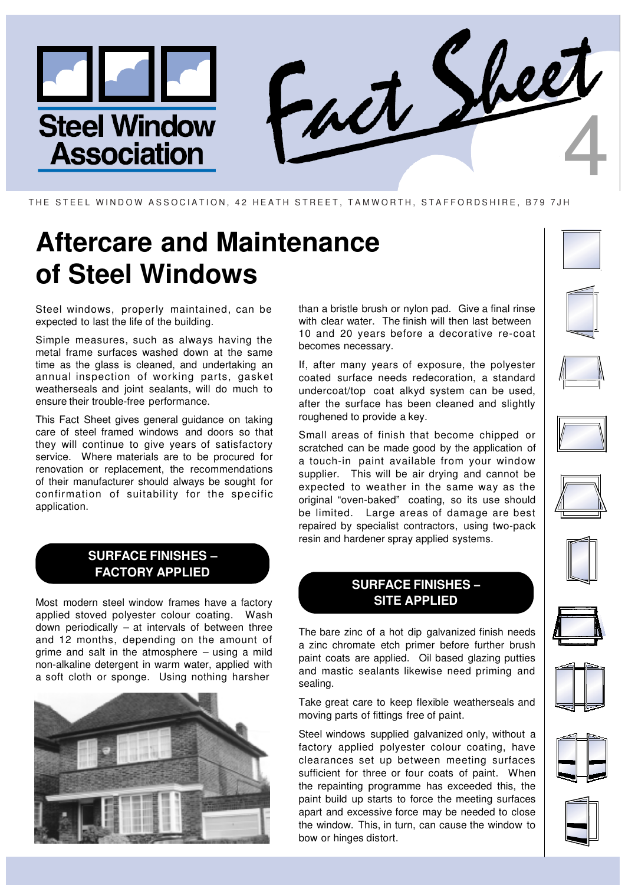Steel Window Association

Fact Sheet 4

THE STEEL WINDOW ASSOCIATION, 42 HEATH STREET, TAMWORTH, STAFFORDSHIRE, B79 7JH

# Aftercare and Maintenance of Steel Windows

Steel windows, properly maintained, can be expected to last the life of the building.

Simple measures, such as always having the metal frame surfaces washed down at the same time as the glass is cleaned, and undertaking an annual inspection of working parts, gasket weatherseals and joint sealants, will do much to ensure their trouble-free performance.

This Fact Sheet gives general guidance on taking care of steel framed windows and doors so that they will continue to give years of satisfactory service. Where materials are to be procured for renovation or replacement, the recommendations of their manufacturer should always be sought for confirmation of suitability for the specific application.

## SURFACE FINISHES – FACTORY APPLIED

Most modern steel window frames have a factory applied stoved polyester colour coating. Wash down periodically – at intervals of between three and 12 months, depending on the amount of grime and salt in the atmosphere – using a mild non-alkaline detergent in warm water, applied with a soft cloth or sponge. Using nothing harsher than a bristle brush or nylon pad. Give a final rinse with clear water. The finish will then last between 10 and 20 years before a decorative re-coat becomes necessary.

If, after many years of exposure, the polyester coated surface needs redecoration, a standard undercoat/top coat alkyd system can be used, after the surface has been cleaned and slightly roughened to provide a key.

Small areas of finish that become chipped or scratched can be made good by the application of a touch-in paint available from your window supplier. This will be air drying and cannot be expected to weather in the same way as the original "oven-baked" coating, so its use should be limited. Large areas of damage are best repaired by specialist contractors, using two-pack resin and hardener spray applied systems.

## SURFACE FINISHES – SITE APPLIED

The bare zinc of a hot dip galvanized finish needs a zinc chromate etch primer before further brush paint coats are applied. Oil based glazing putties and mastic sealants likewise need priming and sealing.

Take great care to keep flexible weatherseals and moving parts of fittings free of paint.

Steel windows supplied galvanized only, without a factory applied polyester colour coating, have clearances set up between meeting surfaces sufficient for three or four coats of paint. When the repainting programme has exceeded this, the paint build up starts to force the meeting surfaces apart and excessive force may be needed to close the window. This, in turn, can cause the window to bow or hinges distort.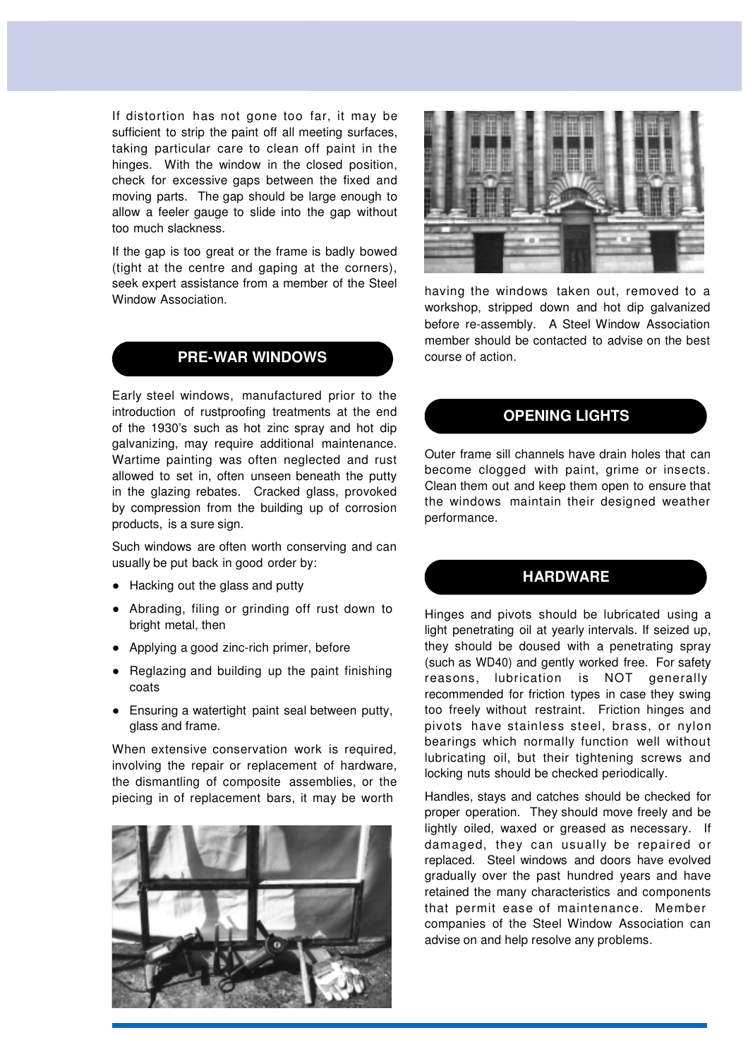If distortion has not gone too far, it may be sufficient to strip the paint off all meeting surfaces, taking particular care to clean off paint in the hinges. With the window in the closed position, check for excessive gaps between the fixed and moving parts. The gap should be large enough to allow a feeler gauge to slide into the gap without too much slackness.

If the gap is too great or the frame is badly bowed (tight at the centre and gaping at the corners), seek expert assistance from a member of the Steel Window Association.

## PRE-WAR WINDOWS

Early steel windows, manufactured prior to the introduction of rustproofing treatments at the end of the 1930's such as hot zinc spray and hot dip galvanizing, may require additional maintenance. Wartime painting was often neglected and rust allowed to set in, often unseen beneath the putty in the glazing rebates. Cracked glass, provoked by compression from the building up of corrosion products, is a sure sign.

Such windows are often worth conserving and can usually be put back in good order by:

- Hacking out the glass and putty
- Abrading, filing or grinding off rust down to bright metal, then
- Applying a good zinc-rich primer, before
- Reglazing and building up the paint finishing coats
- Ensuring a watertight paint seal between putty, glass and frame.

When extensive conservation work is required, involving the repair or replacement of hardware, the dismantling of composite assemblies, or the piecing in of replacement bars, it may be worth having the windows taken out, removed to a workshop, stripped down and hot dip galvanized before re-assembly. A Steel Window Association member should be contacted to advise on the best course of action.

## OPENING LIGHTS

Outer frame sill channels have drain holes that can become clogged with paint, grime or insects. Clean them out and keep them open to ensure that the windows maintain their designed weather performance.

## HARDWARE

Hinges and pivots should be lubricated using a light penetrating oil at yearly intervals. If seized up, they should be doused with a penetrating spray (such as WD40) and gently worked free. For safety reasons, lubrication is NOT generally recommended for friction types in case they swing too freely without restraint. Friction hinges and pivots have stainless steel, brass, or nylon bearings which normally function well without lubricating oil, but their tightening screws and locking nuts should be checked periodically.

Handles, stays and catches should be checked for proper operation. They should move freely and be lightly oiled, waxed or greased as necessary. If damaged, they can usually be repaired or replaced. Steel windows and doors have evolved gradually over the past hundred years and have retained the many characteristics and components that permit ease of maintenance. Member companies of the Steel Window Association can advise on and help resolve any problems.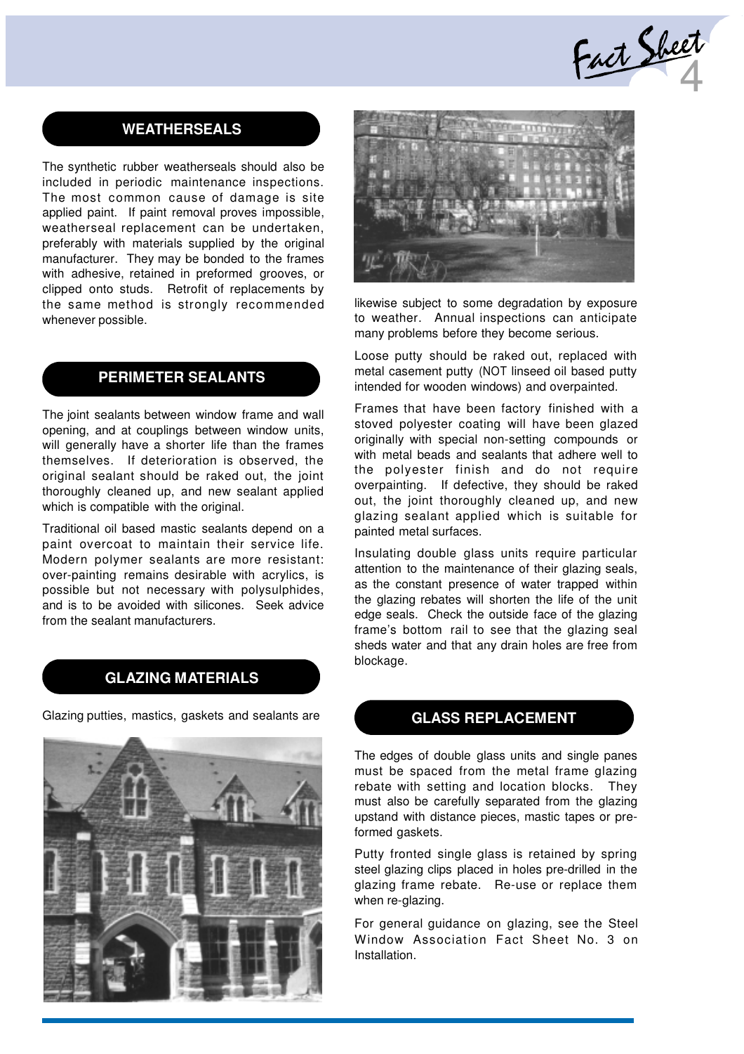## WEATHERSEALS

The synthetic rubber weatherseals should also be included in periodic maintenance inspections. The most common cause of damage is site applied paint. If paint removal proves impossible, weatherseal replacement can be undertaken, preferably with materials supplied by the original manufacturer. They may be bonded to the frames with adhesive, retained in preformed grooves, or clipped onto studs. Retrofit of replacements by the same method is strongly recommended whenever possible.

## PERIMETER SEALANTS

The joint sealants between window frame and wall opening, and at couplings between window units, will generally have a shorter life than the frames themselves. If deterioration is observed, the original sealant should be raked out, the joint thoroughly cleaned up, and new sealant applied which is compatible with the original.

Traditional oil based mastic sealants depend on a paint overcoat to maintain their service life. Modern polymer sealants are more resistant: over-painting remains desirable with acrylics, is possible but not necessary with polysulphides, and is to be avoided with silicones. Seek advice from the sealant manufacturers.

## GLAZING MATERIALS

Glazing putties, mastics, gaskets and sealants are likewise subject to some degradation by exposure to weather. Annual inspections can anticipate many problems before they become serious.

Loose putty should be raked out, replaced with metal casement putty (NOT linseed oil based putty intended for wooden windows) and overpainted.

Frames that have been factory finished with a stoved polyester coating will have been glazed originally with special non-setting compounds or with metal beads and sealants that adhere well to the polyester finish and do not require overpainting. If defective, they should be raked out, the joint thoroughly cleaned up, and new glazing sealant applied which is suitable for painted metal surfaces.

Insulating double glass units require particular attention to the maintenance of their glazing seals, as the constant presence of water trapped within the glazing rebates will shorten the life of the unit edge seals. Check the outside face of the glazing frame's bottom rail to see that the glazing seal sheds water and that any drain holes are free from blockage.

## GLASS REPLACEMENT

The edges of double glass units and single panes must be spaced from the metal frame glazing rebate with setting and location blocks. They must also be carefully separated from the glazing upstand with distance pieces, mastic tapes or pre-formed gaskets.

Putty fronted single glass is retained by spring steel glazing clips placed in holes pre-drilled in the glazing frame rebate. Re-use or replace them when re-glazing.

For general guidance on glazing, see the Steel Window Association Fact Sheet No. 3 on Installation.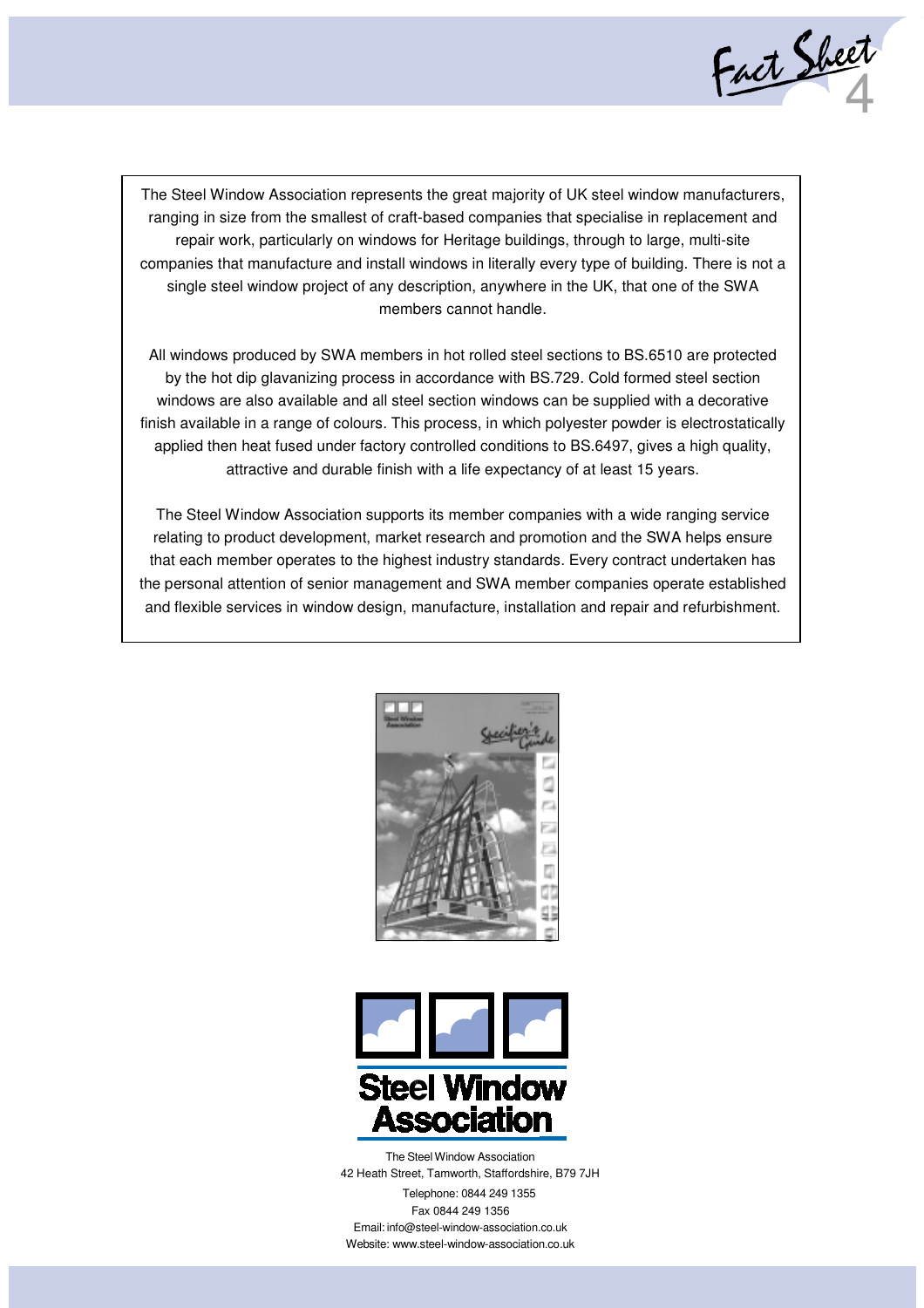Fact Sheet 4

The Steel Window Association represents the great majority of UK steel window manufacturers, ranging in size from the smallest of craft-based companies that specialise in replacement and repair work, particularly on windows for Heritage buildings, through to large, multi-site companies that manufacture and install windows in literally every type of building. There is not a single steel window project of any description, anywhere in the UK, that one of the SWA members cannot handle.

All windows produced by SWA members in hot rolled steel sections to BS.6510 are protected by the hot dip glavanizing process in accordance with BS.729. Cold formed steel section windows are also available and all steel section windows can be supplied with a decorative finish available in a range of colours. This process, in which polyester powder is electrostatically applied then heat fused under factory controlled conditions to BS.6497, gives a high quality, attractive and durable finish with a life expectancy of at least 15 years.

The Steel Window Association supports its member companies with a wide ranging service relating to product development, market research and promotion and the SWA helps ensure that each member operates to the highest industry standards. Every contract undertaken has the personal attention of senior management and SWA member companies operate established and flexible services in window design, manufacture, installation and repair and refurbishment.

**Steel Window Association**

The Steel Window Association
42 Heath Street, Tamworth, Staffordshire, B79 7JH
Telephone: 0844 249 1355
Fax 0844 249 1356
Email: info@steel-window-association.co.uk
Website: www.steel-window-association.co.uk